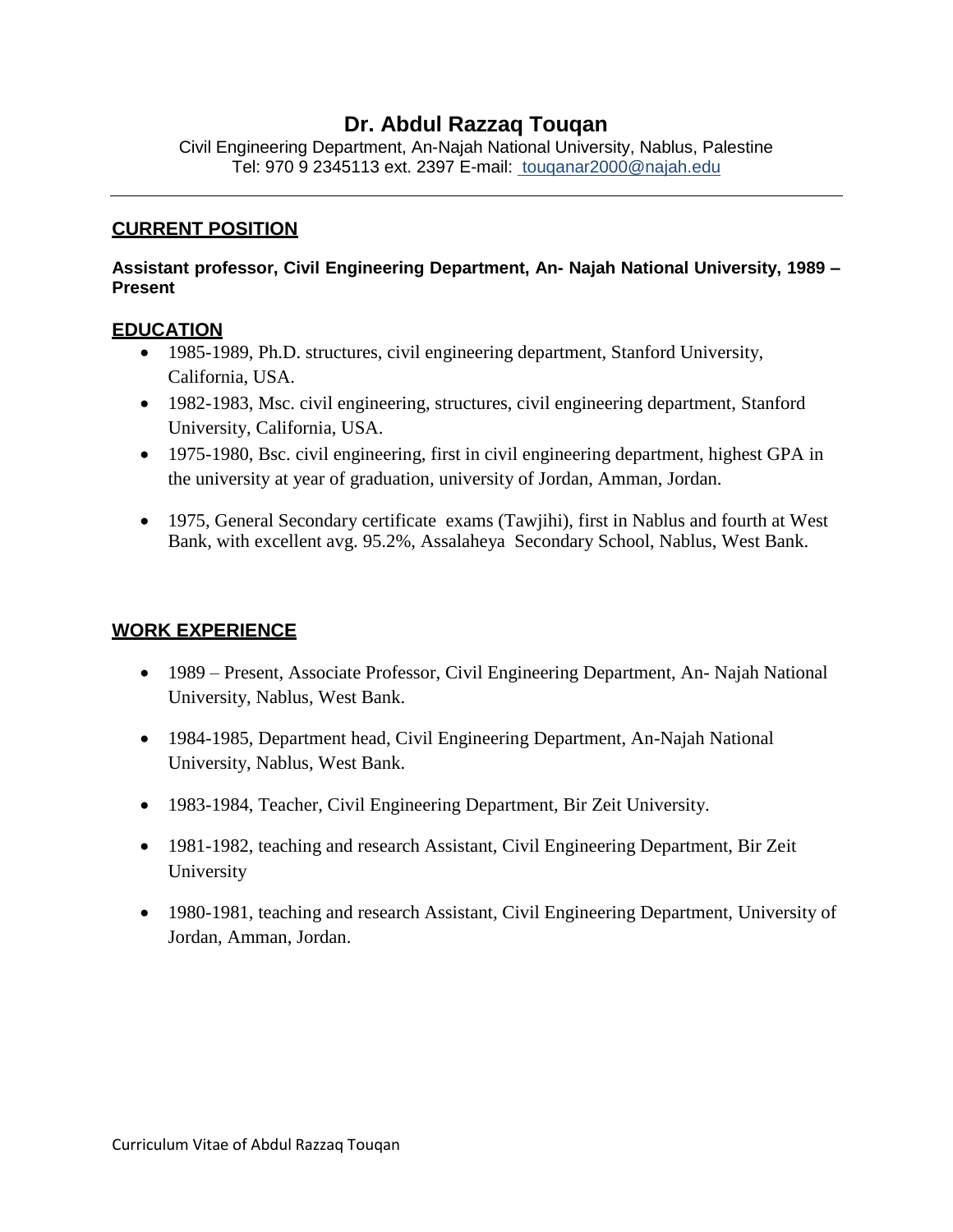# Dr. Abdul Razzaq Touqan

Civil Engineering Department, An-Najah National University, Nablus, Palestine
Tel: 970 9 2345113 ext. 2397 E-mail: touqanar2000@najah.edu

---

## CURRENT POSITION

**Assistant professor, Civil Engineering Department, An- Najah National University, 1989 – Present**

## EDUCATION

- 1985-1989, Ph.D. structures, civil engineering department, Stanford University, California, USA.
- 1982-1983, Msc. civil engineering, structures, civil engineering department, Stanford University, California, USA.
- 1975-1980, Bsc. civil engineering, first in civil engineering department, highest GPA in the university at year of graduation, university of Jordan, Amman, Jordan.
- 1975, General Secondary certificate exams (Tawjihi), first in Nablus and fourth at West Bank, with excellent avg. 95.2%, Assalaheya Secondary School, Nablus, West Bank.

## WORK EXPERIENCE

- 1989 – Present, Associate Professor, Civil Engineering Department, An- Najah National University, Nablus, West Bank.
- 1984-1985, Department head, Civil Engineering Department, An-Najah National University, Nablus, West Bank.
- 1983-1984, Teacher, Civil Engineering Department, Bir Zeit University.
- 1981-1982, teaching and research Assistant, Civil Engineering Department, Bir Zeit University
- 1980-1981, teaching and research Assistant, Civil Engineering Department, University of Jordan, Amman, Jordan.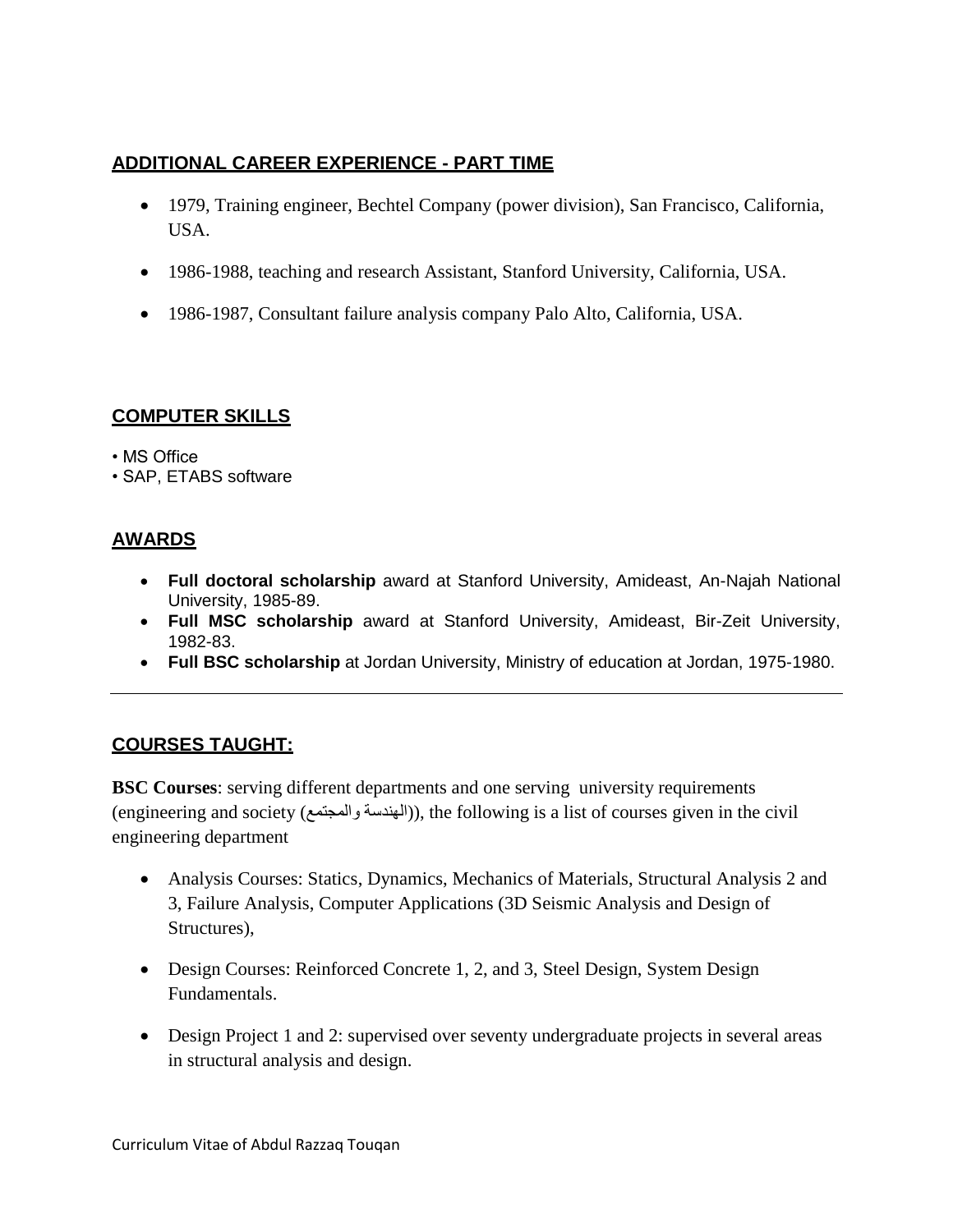## ADDITIONAL CAREER EXPERIENCE - PART TIME

- 1979, Training engineer, Bechtel Company (power division), San Francisco, California, USA.
- 1986-1988, teaching and research Assistant, Stanford University, California, USA.
- 1986-1987, Consultant failure analysis company Palo Alto, California, USA.

## COMPUTER SKILLS

• MS Office
• SAP, ETABS software

## AWARDS

- **Full doctoral scholarship** award at Stanford University, Amideast, An-Najah National University, 1985-89.
- **Full MSC scholarship** award at Stanford University, Amideast, Bir-Zeit University, 1982-83.
- **Full BSC scholarship** at Jordan University, Ministry of education at Jordan, 1975-1980.

---

## COURSES TAUGHT:

**BSC Courses**: serving different departments and one serving university requirements (engineering and society (الهندسة والمجتمع)), the following is a list of courses given in the civil engineering department

- Analysis Courses: Statics, Dynamics, Mechanics of Materials, Structural Analysis 2 and 3, Failure Analysis, Computer Applications (3D Seismic Analysis and Design of Structures),
- Design Courses: Reinforced Concrete 1, 2, and 3, Steel Design, System Design Fundamentals.
- Design Project 1 and 2: supervised over seventy undergraduate projects in several areas in structural analysis and design.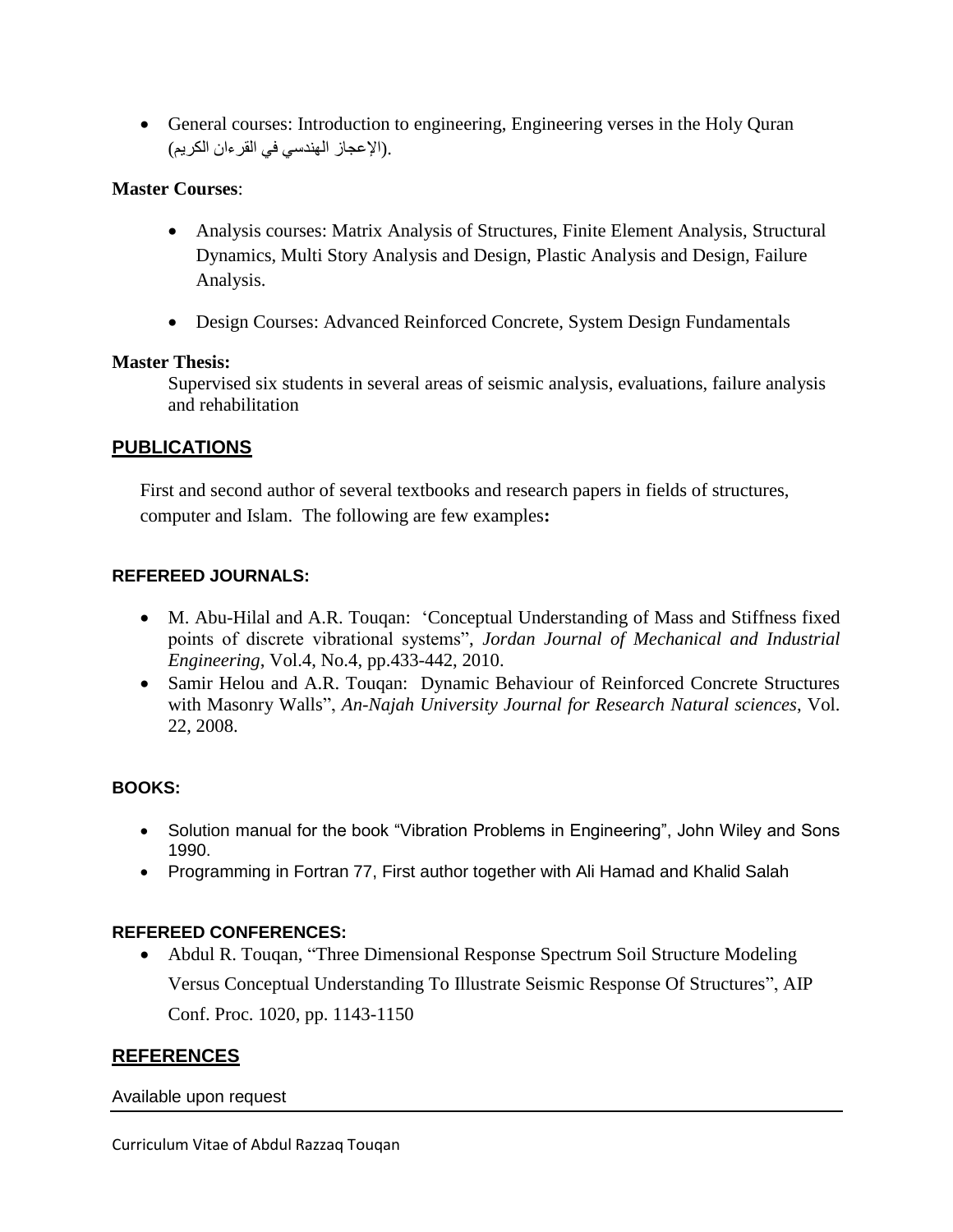- General courses: Introduction to engineering, Engineering verses in the Holy Quran (الإعجاز الهندسي في القرءان الكريم).

**Master Courses**:

- Analysis courses: Matrix Analysis of Structures, Finite Element Analysis, Structural Dynamics, Multi Story Analysis and Design, Plastic Analysis and Design, Failure Analysis.
- Design Courses: Advanced Reinforced Concrete, System Design Fundamentals

**Master Thesis:**

Supervised six students in several areas of seismic analysis, evaluations, failure analysis and rehabilitation

## PUBLICATIONS

First and second author of several textbooks and research papers in fields of structures, computer and Islam. The following are few examples**:**

### REFEREED JOURNALS:

- M. Abu-Hilal and A.R. Touqan: 'Conceptual Understanding of Mass and Stiffness fixed points of discrete vibrational systems", *Jordan Journal of Mechanical and Industrial Engineering*, Vol.4, No.4, pp.433-442, 2010.
- Samir Helou and A.R. Touqan: Dynamic Behaviour of Reinforced Concrete Structures with Masonry Walls", *An-Najah University Journal for Research Natural sciences*, Vol. 22, 2008.

### BOOKS:

- Solution manual for the book "Vibration Problems in Engineering", John Wiley and Sons 1990.
- Programming in Fortran 77, First author together with Ali Hamad and Khalid Salah

### REFEREED CONFERENCES:

- Abdul R. Touqan, "Three Dimensional Response Spectrum Soil Structure Modeling Versus Conceptual Understanding To Illustrate Seismic Response Of Structures", AIP Conf. Proc. 1020, pp. 1143-1150

## REFERENCES

Available upon request